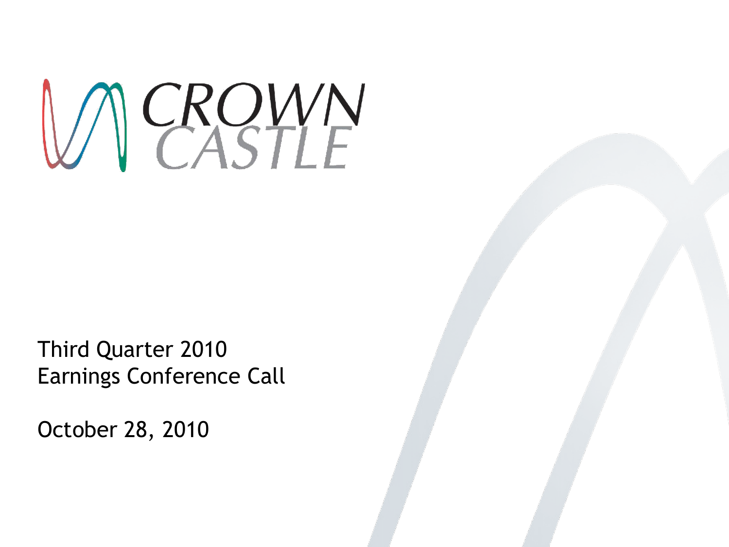# CROWN CASTLE

Third Quarter 2010
Earnings Conference Call

October 28, 2010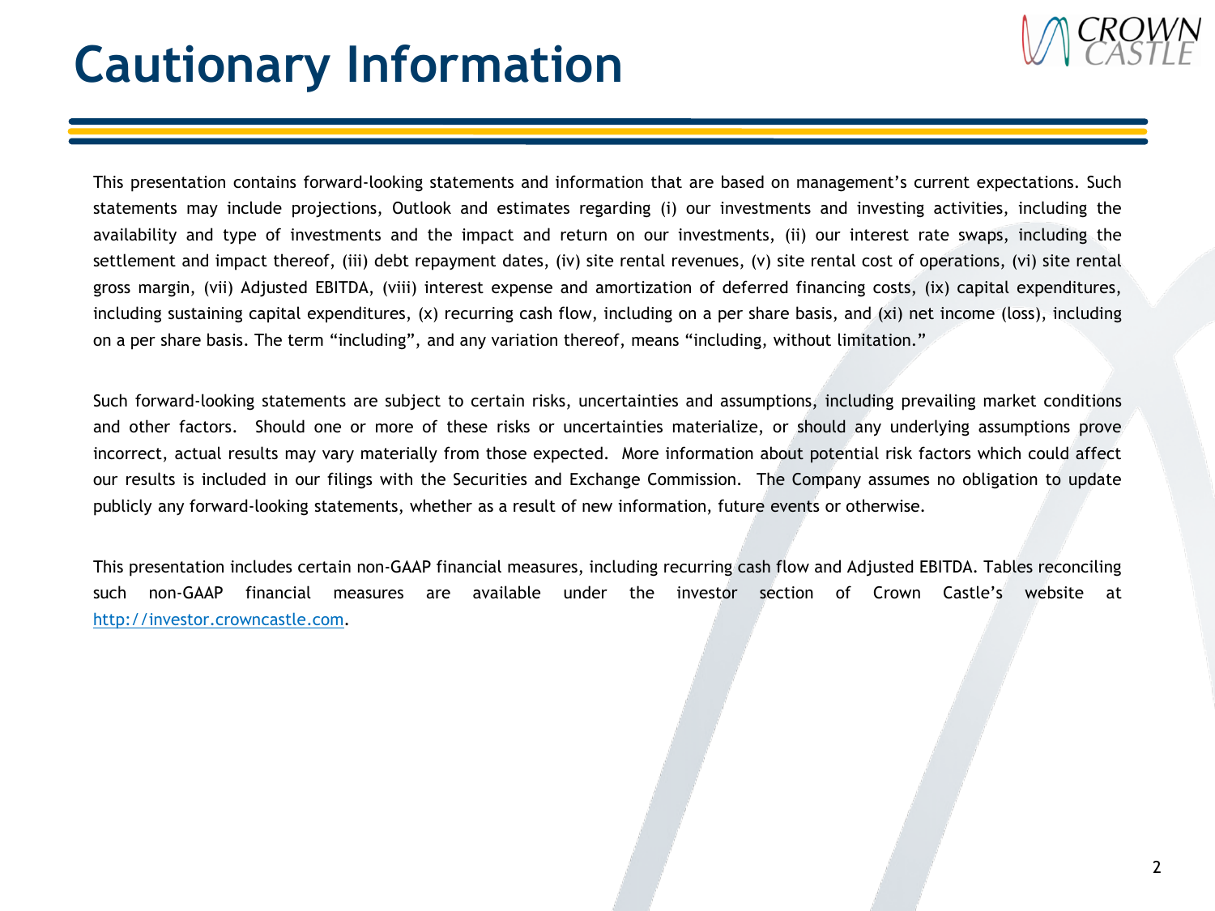# Cautionary Information

This presentation contains forward-looking statements and information that are based on management's current expectations. Such statements may include projections, Outlook and estimates regarding (i) our investments and investing activities, including the availability and type of investments and the impact and return on our investments, (ii) our interest rate swaps, including the settlement and impact thereof, (iii) debt repayment dates, (iv) site rental revenues, (v) site rental cost of operations, (vi) site rental gross margin, (vii) Adjusted EBITDA, (viii) interest expense and amortization of deferred financing costs, (ix) capital expenditures, including sustaining capital expenditures, (x) recurring cash flow, including on a per share basis, and (xi) net income (loss), including on a per share basis. The term "including", and any variation thereof, means "including, without limitation."

Such forward-looking statements are subject to certain risks, uncertainties and assumptions, including prevailing market conditions and other factors. Should one or more of these risks or uncertainties materialize, or should any underlying assumptions prove incorrect, actual results may vary materially from those expected. More information about potential risk factors which could affect our results is included in our filings with the Securities and Exchange Commission. The Company assumes no obligation to update publicly any forward-looking statements, whether as a result of new information, future events or otherwise.

This presentation includes certain non-GAAP financial measures, including recurring cash flow and Adjusted EBITDA. Tables reconciling such non-GAAP financial measures are available under the investor section of Crown Castle's website at http://investor.crowncastle.com.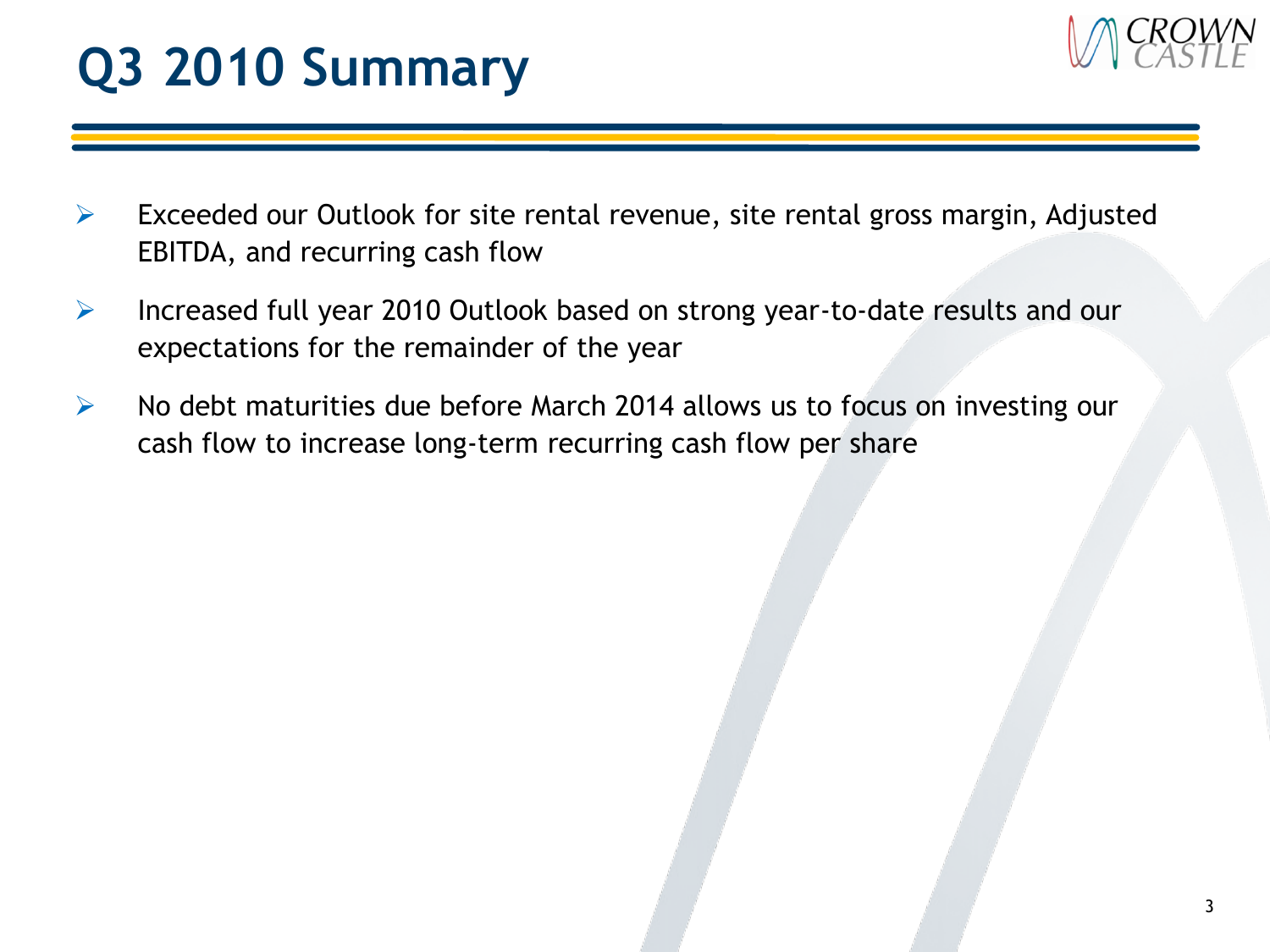# Q3 2010 Summary

- Exceeded our Outlook for site rental revenue, site rental gross margin, Adjusted EBITDA, and recurring cash flow
- Increased full year 2010 Outlook based on strong year-to-date results and our expectations for the remainder of the year
- No debt maturities due before March 2014 allows us to focus on investing our cash flow to increase long-term recurring cash flow per share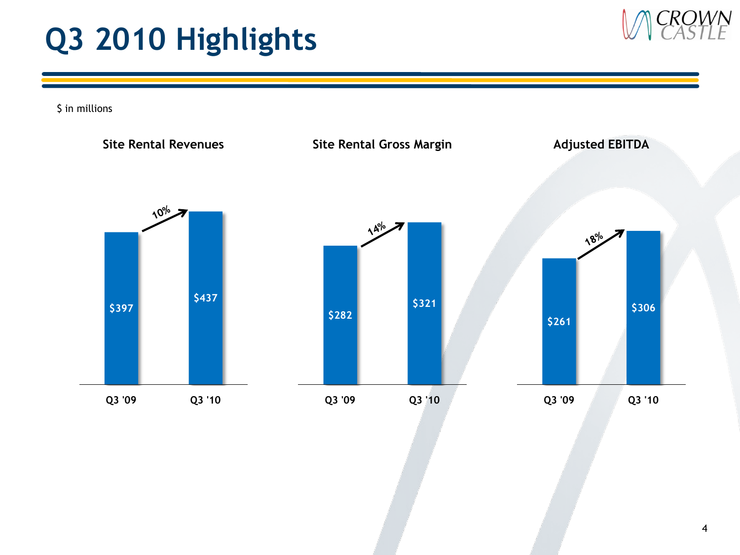# Q3 2010 Highlights

$ in millions

### Site Rental Revenues

| | Q3 '09 | Q3 '10 |
|---|---|---|
| Site Rental Revenues | $397 | $437 |

10%

### Site Rental Gross Margin

| | Q3 '09 | Q3 '10 |
|---|---|---|
| Site Rental Gross Margin | $282 | $321 |

14%

### Adjusted EBITDA

| | Q3 '09 | Q3 '10 |
|---|---|---|
| Adjusted EBITDA | $261 | $306 |

18%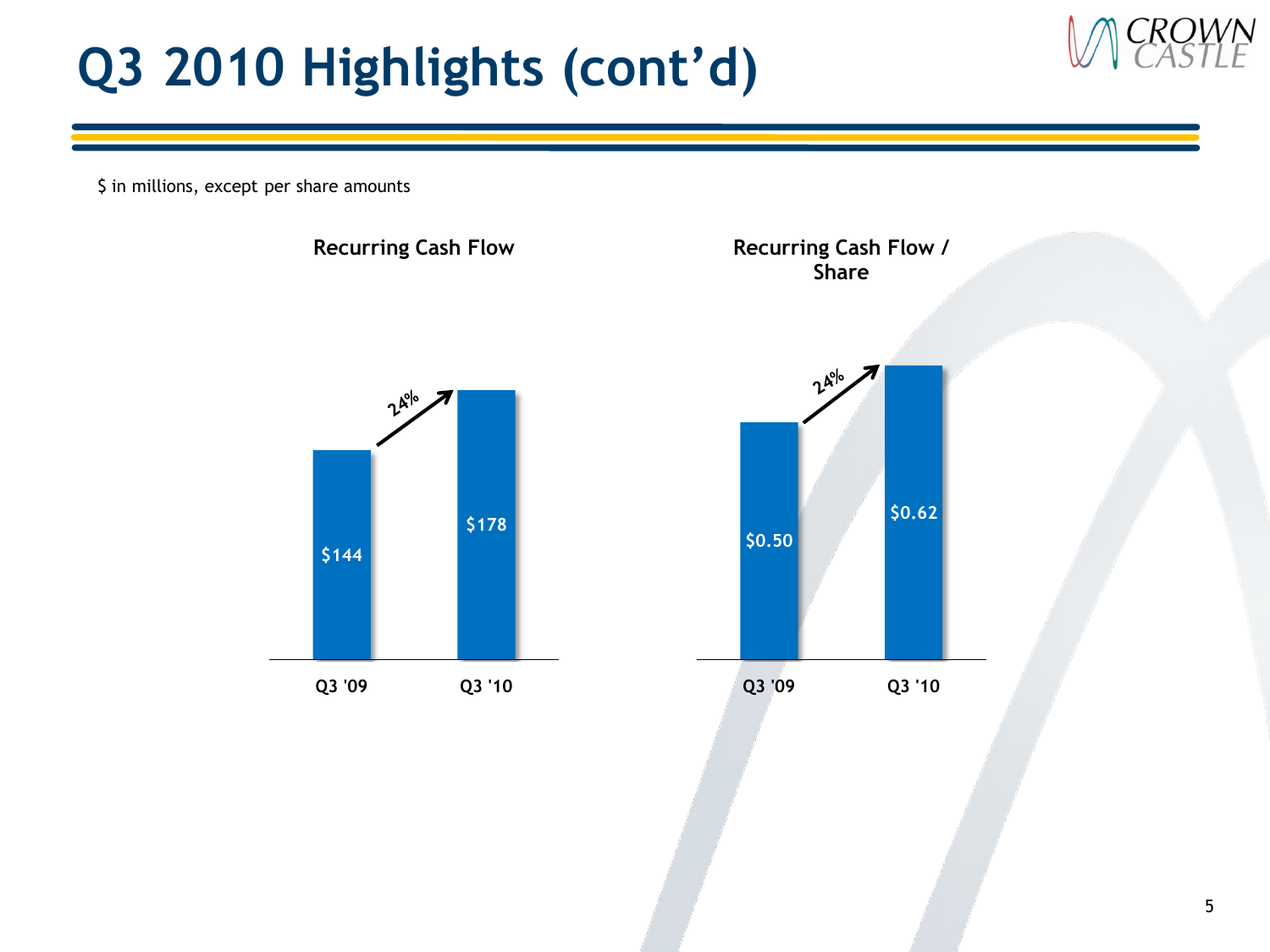# Q3 2010 Highlights (cont'd)

$ in millions, except per share amounts

**Recurring Cash Flow**

| | Q3 '09 | Q3 '10 |
|---|---|---|
| Recurring Cash Flow | $144 | $178 |

24%

**Recurring Cash Flow / Share**

| | Q3 '09 | Q3 '10 |
|---|---|---|
| Recurring Cash Flow / Share | $0.50 | $0.62 |

24%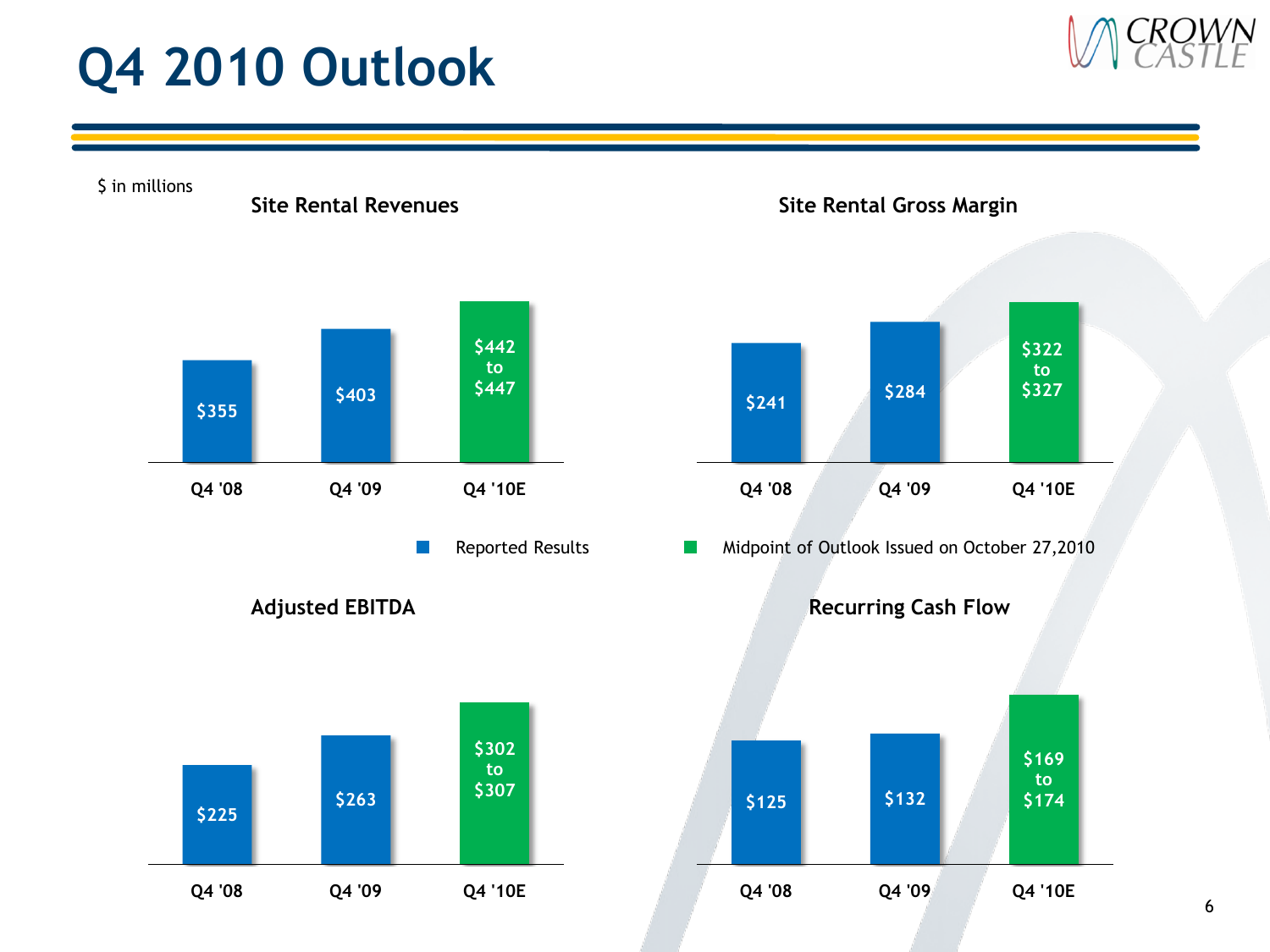# Q4 2010 Outlook

$ in millions

### Site Rental Revenues

| Q4 '08 | Q4 '09 | Q4 '10E |
|---|---|---|
| $355 | $403 | $442 to $447 |

### Site Rental Gross Margin

| Q4 '08 | Q4 '09 | Q4 '10E |
|---|---|---|
| $241 | $284 | $322 to $327 |

Reported Results (Q4 '08, Q4 '09)

Midpoint of Outlook Issued on October 27,2010 (Q4 '10E)

### Adjusted EBITDA

| Q4 '08 | Q4 '09 | Q4 '10E |
|---|---|---|
| $225 | $263 | $302 to $307 |

### Recurring Cash Flow

| Q4 '08 | Q4 '09 | Q4 '10E |
|---|---|---|
| $125 | $132 | $169 to $174 |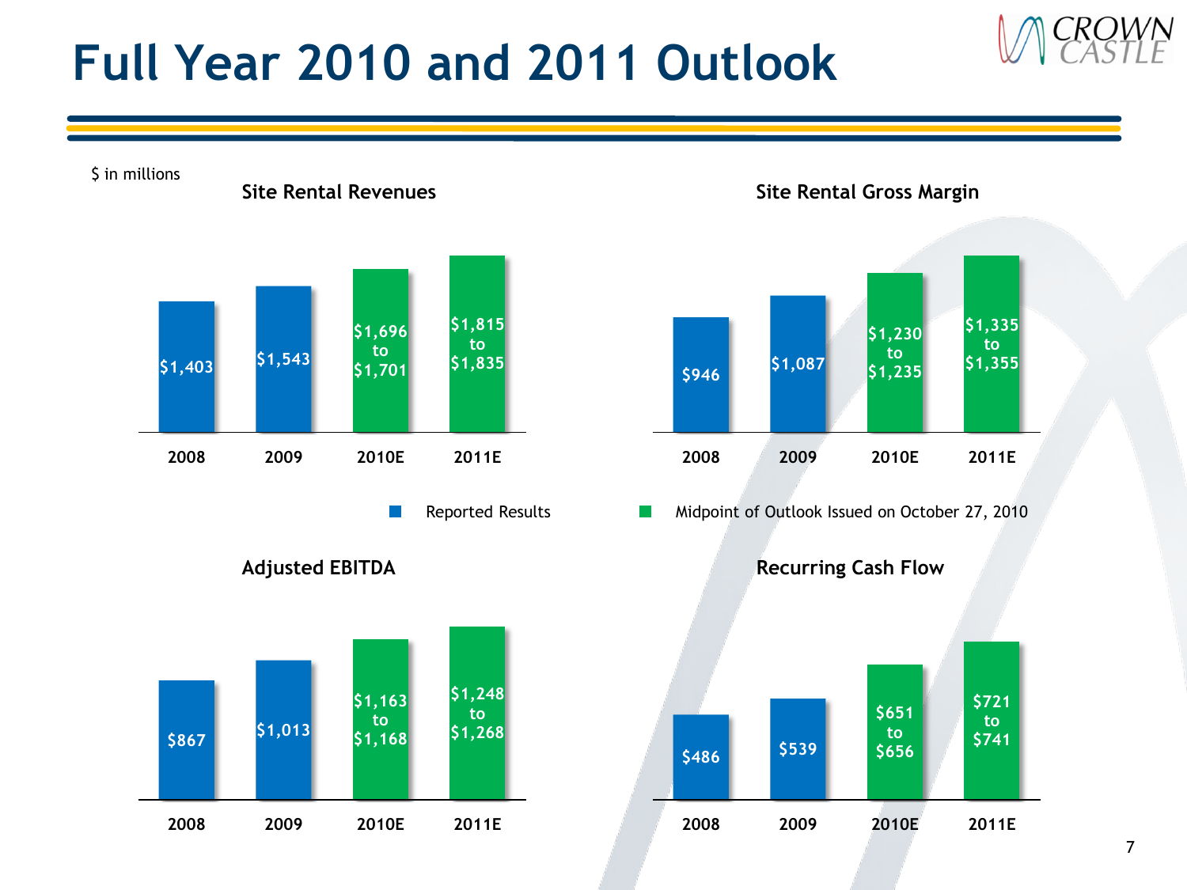# Full Year 2010 and 2011 Outlook

$ in millions

### Site Rental Revenues

| 2008 | 2009 | 2010E | 2011E |
|---|---|---|---|
| $1,403 | $1,543 | $1,696 to $1,701 | $1,815 to $1,835 |

### Site Rental Gross Margin

| 2008 | 2009 | 2010E | 2011E |
|---|---|---|---|
| $946 | $1,087 | $1,230 to $1,235 | $1,335 to $1,355 |

Reported Results (2008, 2009) — Midpoint of Outlook Issued on October 27, 2010 (2010E, 2011E)

### Adjusted EBITDA

| 2008 | 2009 | 2010E | 2011E |
|---|---|---|---|
| $867 | $1,013 | $1,163 to $1,168 | $1,248 to $1,268 |

### Recurring Cash Flow

| 2008 | 2009 | 2010E | 2011E |
|---|---|---|---|
| $486 | $539 | $651 to $656 | $721 to $741 |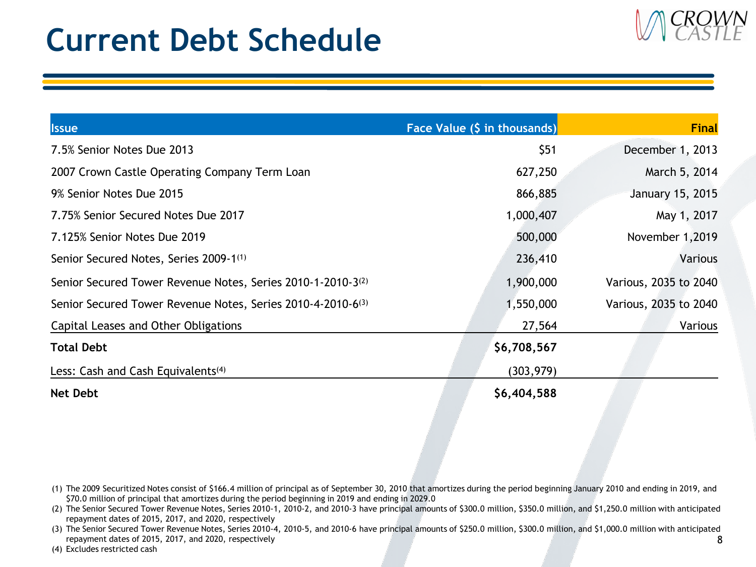# Current Debt Schedule

| Issue | Face Value ($ in thousands) | Final |
|---|---:|---:|
| 7.5% Senior Notes Due 2013 | $51 | December 1, 2013 |
| 2007 Crown Castle Operating Company Term Loan | 627,250 | March 5, 2014 |
| 9% Senior Notes Due 2015 | 866,885 | January 15, 2015 |
| 7.75% Senior Secured Notes Due 2017 | 1,000,407 | May 1, 2017 |
| 7.125% Senior Notes Due 2019 | 500,000 | November 1,2019 |
| Senior Secured Notes, Series 2009-1[(1)] | 236,410 | Various |
| Senior Secured Tower Revenue Notes, Series 2010-1-2010-3[(2)] | 1,900,000 | Various, 2035 to 2040 |
| Senior Secured Tower Revenue Notes, Series 2010-4-2010-6[(3)] | 1,550,000 | Various, 2035 to 2040 |
| Capital Leases and Other Obligations | 27,564 | Various |
| **Total Debt** | **$6,708,567** | |
| Less: Cash and Cash Equivalents[(4)] | (303,979) | |
| **Net Debt** | **$6,404,588** | |

(1) The 2009 Securitized Notes consist of $166.4 million of principal as of September 30, 2010 that amortizes during the period beginning January 2010 and ending in 2019, and $70.0 million of principal that amortizes during the period beginning in 2019 and ending in 2029.0

(2) The Senior Secured Tower Revenue Notes, Series 2010-1, 2010-2, and 2010-3 have principal amounts of $300.0 million, $350.0 million, and $1,250.0 million with anticipated repayment dates of 2015, 2017, and 2020, respectively

(3) The Senior Secured Tower Revenue Notes, Series 2010-4, 2010-5, and 2010-6 have principal amounts of $250.0 million, $300.0 million, and $1,000.0 million with anticipated repayment dates of 2015, 2017, and 2020, respectively

(4) Excludes restricted cash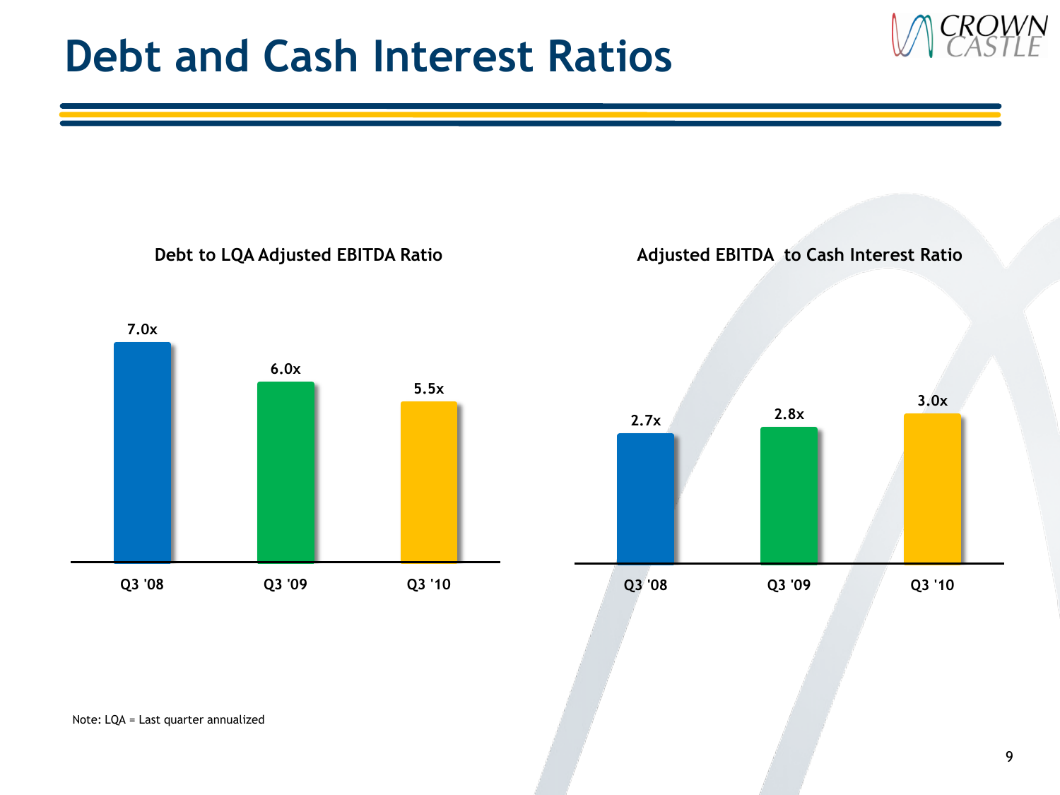# Debt and Cash Interest Ratios

### Debt to LQA Adjusted EBITDA Ratio

| | Q3 '08 | Q3 '09 | Q3 '10 |
|---|---|---|---|
| Debt to LQA Adjusted EBITDA Ratio | 7.0x | 6.0x | 5.5x |

### Adjusted EBITDA to Cash Interest Ratio

| | Q3 '08 | Q3 '09 | Q3 '10 |
|---|---|---|---|
| Adjusted EBITDA to Cash Interest Ratio | 2.7x | 2.8x | 3.0x |

Note: LQA = Last quarter annualized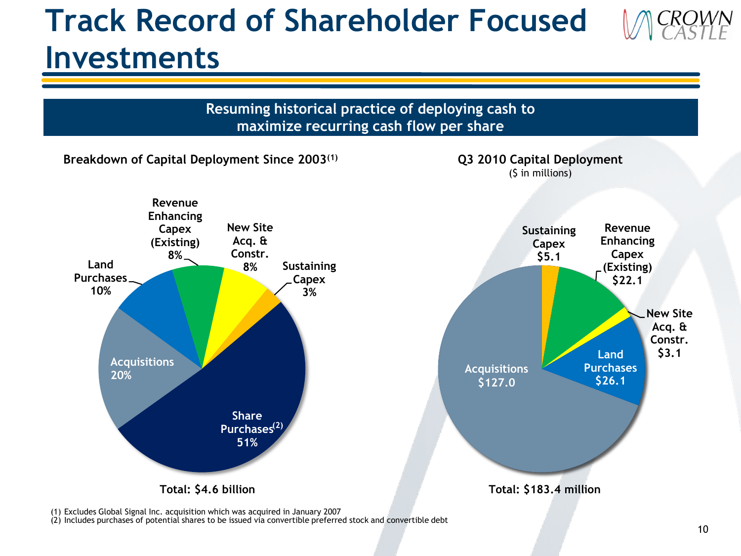# Track Record of Shareholder Focused Investments

**Resuming historical practice of deploying cash to maximize recurring cash flow per share**

### Breakdown of Capital Deployment Since 2003[1]

| Category | Share |
|---|---|
| Share Purchases[2] | 51% |
| Acquisitions | 20% |
| Land Purchases | 10% |
| Revenue Enhancing Capex (Existing) | 8% |
| New Site Acq. & Constr. | 8% |
| Sustaining Capex | 3% |

**Total: $4.6 billion**

### Q3 2010 Capital Deployment

($ in millions)

| Category | Amount |
|---|---|
| Acquisitions | $127.0 |
| Land Purchases | $26.1 |
| Revenue Enhancing Capex (Existing) | $22.1 |
| Sustaining Capex | $5.1 |
| New Site Acq. & Constr. | $3.1 |

**Total: $183.4 million**

(1) Excludes Global Signal Inc. acquisition which was acquired in January 2007
(2) Includes purchases of potential shares to be issued via convertible preferred stock and convertible debt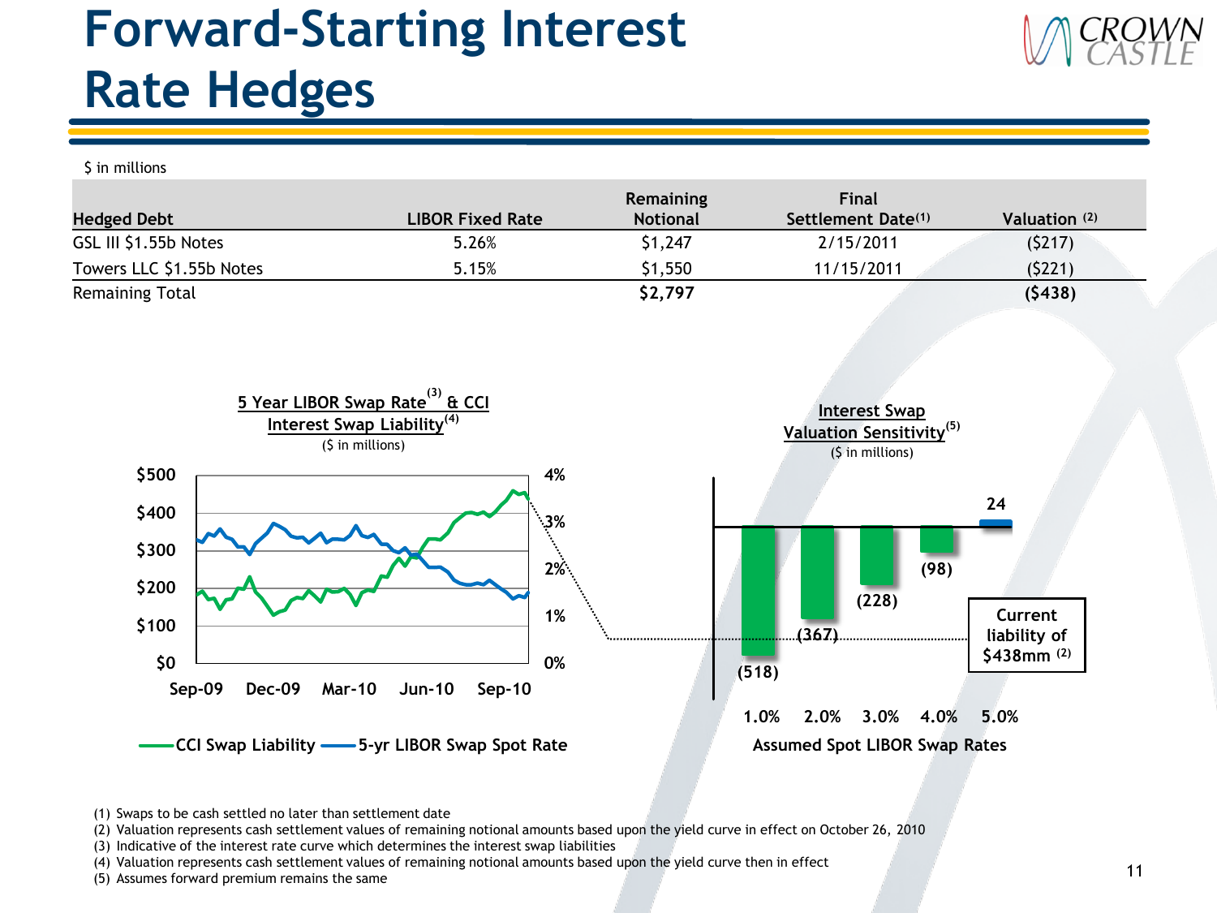# Forward-Starting Interest Rate Hedges

$ in millions

| Hedged Debt | LIBOR Fixed Rate | Remaining Notional | Final Settlement Date[1] | Valuation [2] |
|---|---|---|---|---|
| GSL III $1.55b Notes | 5.26% | $1,247 | 2/15/2011 | ($217) |
| Towers LLC $1.55b Notes | 5.15% | $1,550 | 11/15/2011 | ($221) |
| Remaining Total | | **$2,797** | | **($438)** |

5 Year LIBOR Swap Rate[3] & CCI Interest Swap Liability[4]

($ in millions)

$500
$400
$300
$200
$100
$0

4%
3%
2%
1%
0%

Sep-09 Dec-09 Mar-10 Jun-10 Sep-10

CCI Swap Liability — 5-yr LIBOR Swap Spot Rate

Interest Swap Valuation Sensitivity[5]

($ in millions)

(518) (367) (228) (98) 24

1.0% 2.0% 3.0% 4.0% 5.0%

Assumed Spot LIBOR Swap Rates

Current liability of $438mm [2]

(1) Swaps to be cash settled no later than settlement date
(2) Valuation represents cash settlement values of remaining notional amounts based upon the yield curve in effect on October 26, 2010
(3) Indicative of the interest rate curve which determines the interest swap liabilities
(4) Valuation represents cash settlement values of remaining notional amounts based upon the yield curve then in effect
(5) Assumes forward premium remains the same